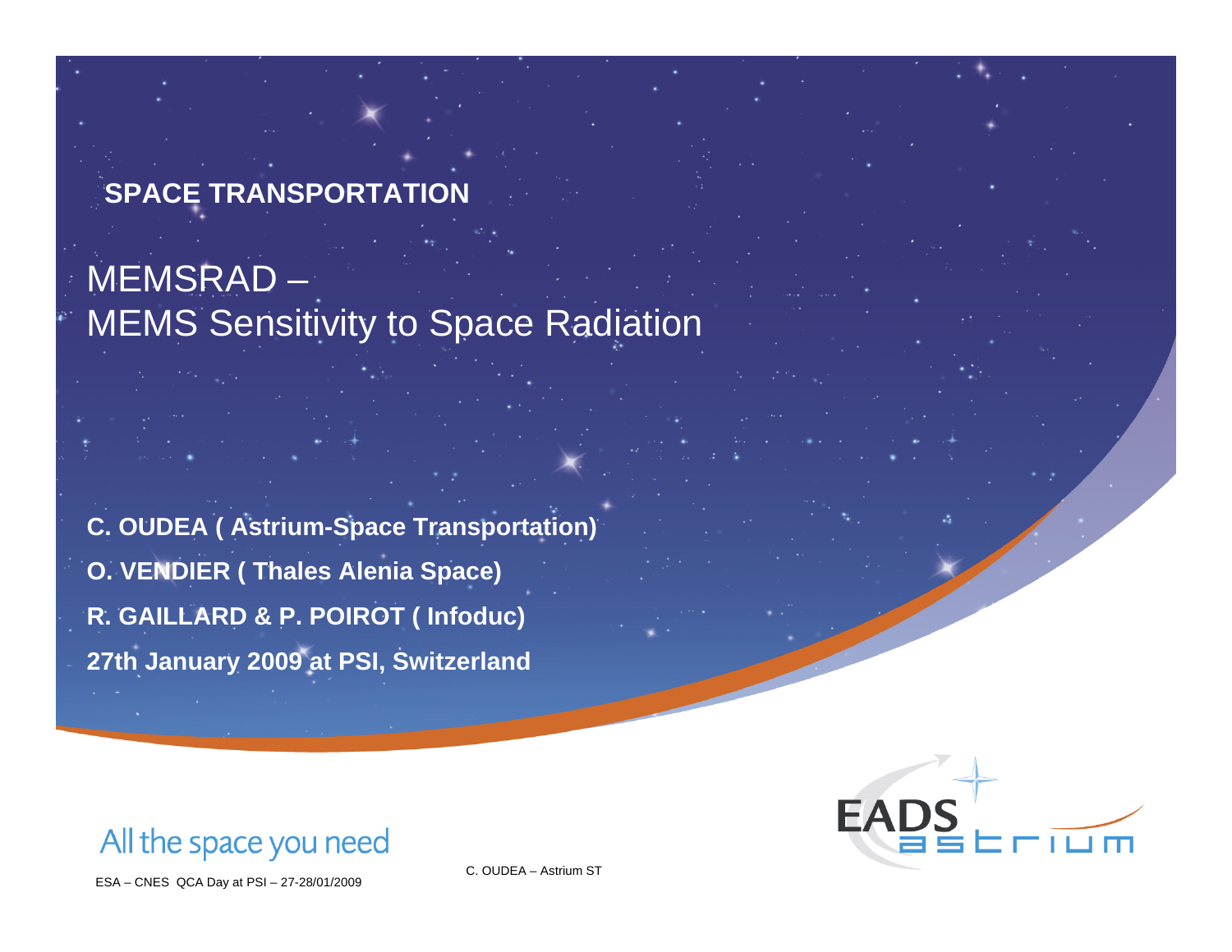**SPACE TRANSPORTATION**

# MEMSRAD – MEMS Sensitivity to Space Radiation

**C. OUDEA ( Astrium-Space Transportation)**

**O. VENDIER ( Thales Alenia Space)**

**R. GAILLARD & P. POIROT ( Infoduc)**

**27th January 2009 at PSI, Switzerland**

All the space you need

ESA – CNES QCA Day at PSI – 27-28/01/2009

C. OUDEA – Astrium ST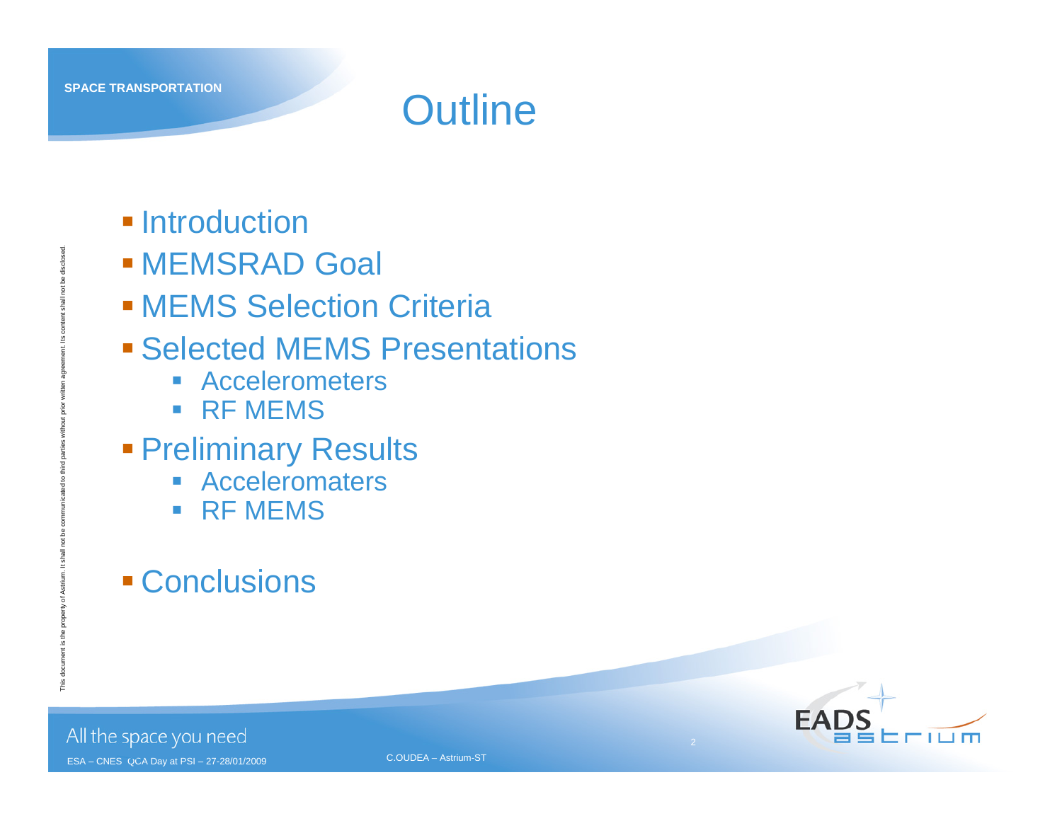# Outline

- Introduction
- MEMSRAD Goal
- MEMS Selection Criteria
- Selected MEMS Presentations
  - Accelerometers
  - RF MEMS
- Preliminary Results
  - Acceleromaters
  - RF MEMS
- Conclusions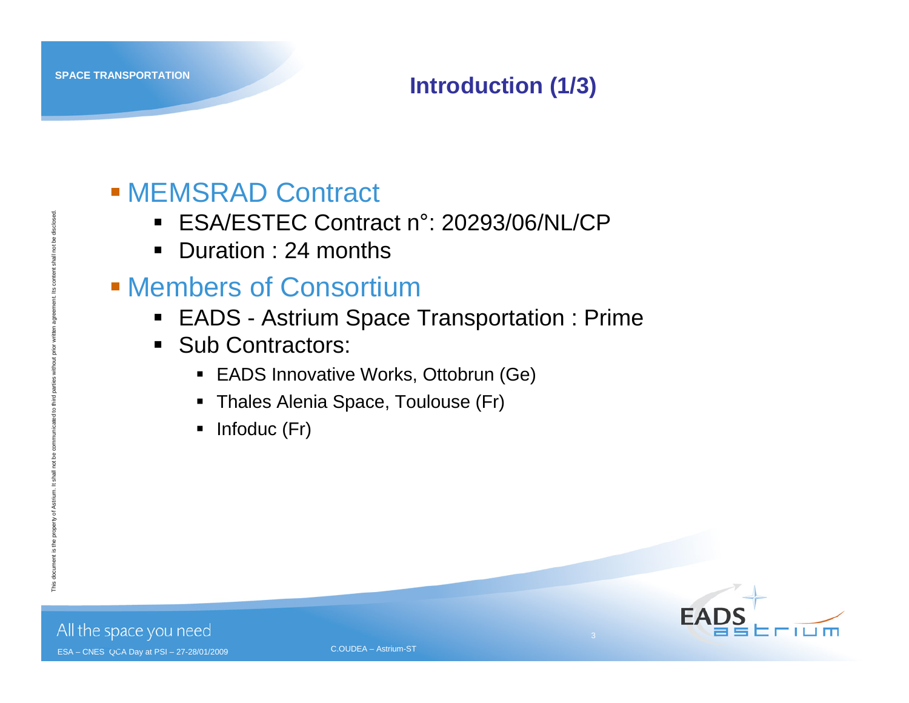## Introduction (1/3)

- MEMSRAD Contract
  - ESA/ESTEC Contract n°: 20293/06/NL/CP
  - Duration : 24 months
- Members of Consortium
  - EADS - Astrium Space Transportation : Prime
  - Sub Contractors:
    - EADS Innovative Works, Ottobrun (Ge)
    - Thales Alenia Space, Toulouse (Fr)
    - Infoduc (Fr)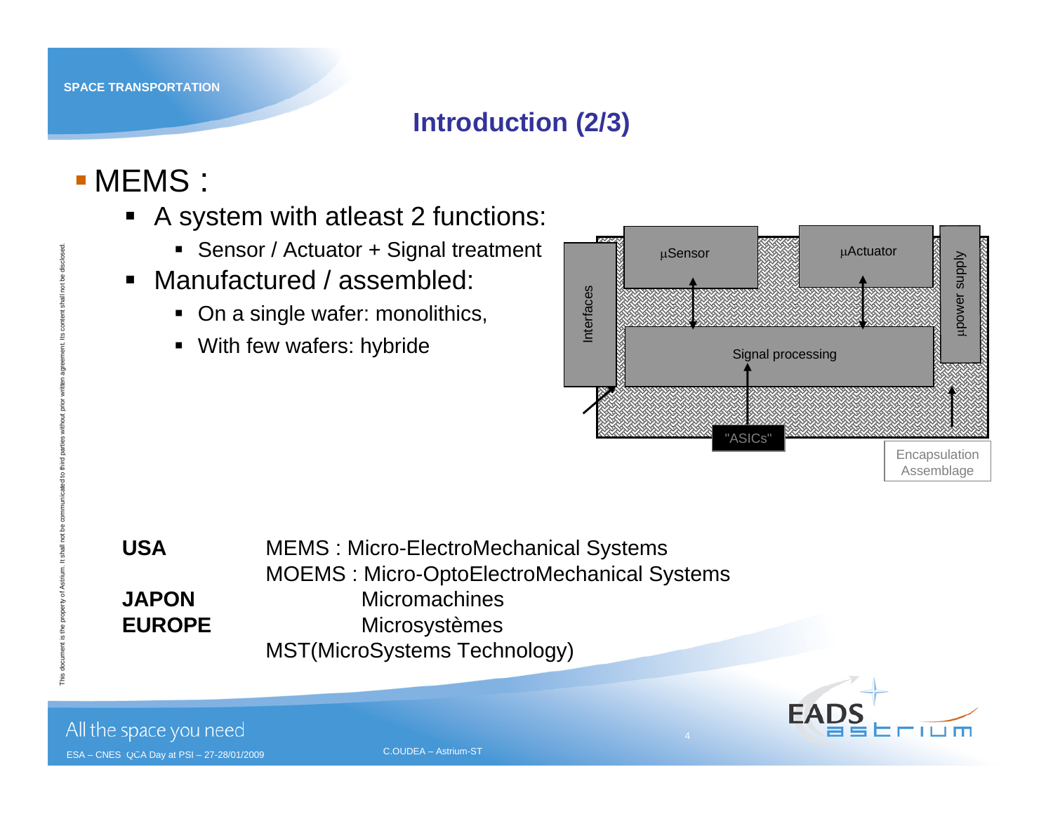## Introduction (2/3)

- MEMS :
  - A system with atleast 2 functions:
    - Sensor / Actuator + Signal treatment
  - Manufactured / assembled:
    - On a single wafer: monolithics,
    - With few wafers: hybride

Interfaces | µSensor | µActuator | µpower supply | Signal processing | "ASICs" | Encapsulation Assemblage

| | |
|---|---|
| **USA** | MEMS : Micro-ElectroMechanical Systems |
| | MOEMS : Micro-OptoElectroMechanical Systems |
| **JAPON** | Micromachines |
| **EUROPE** | Microsystèmes |
| | MST(MicroSystems Technology) |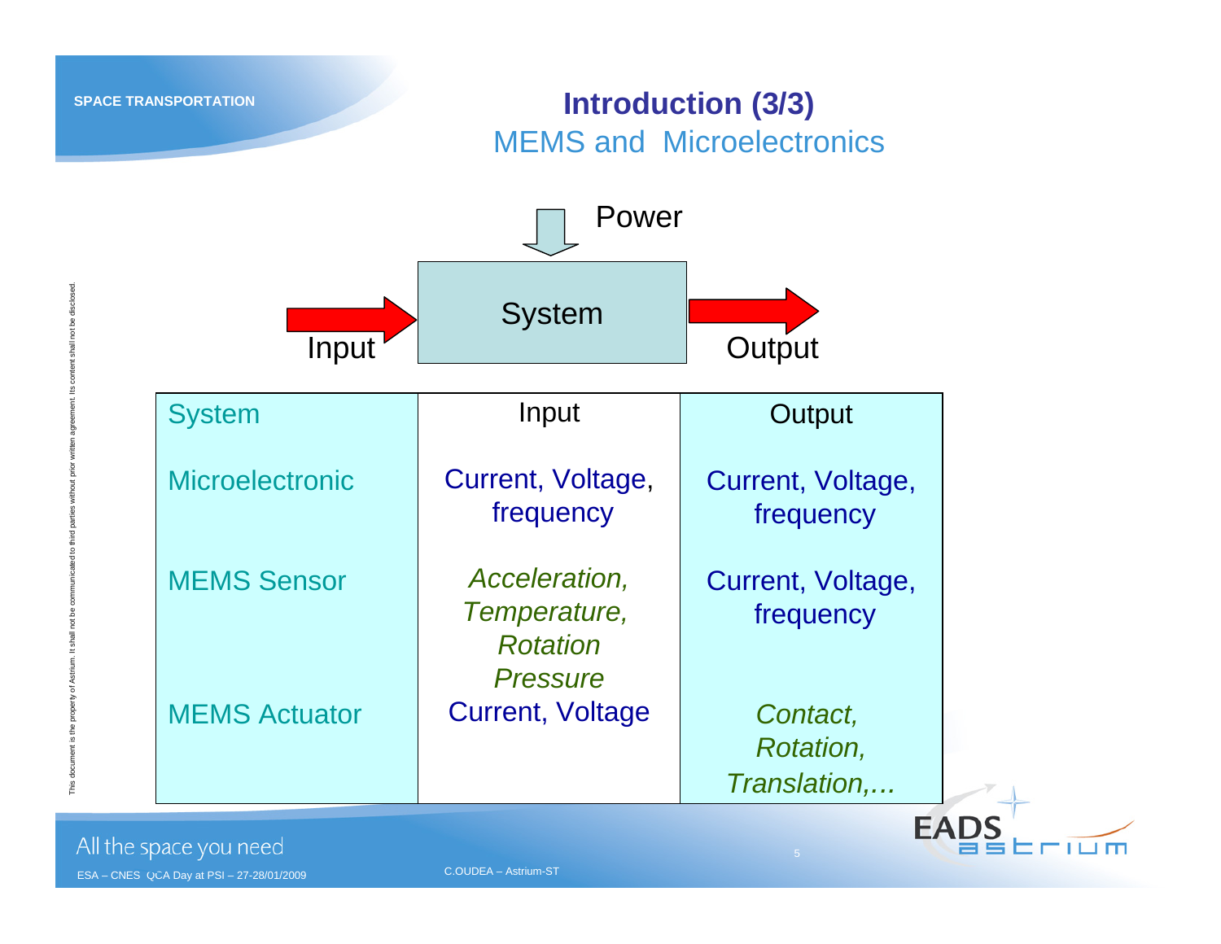# Introduction (3/3)

## MEMS and Microelectronics

Power

Input — System — Output

| System | Input | Output |
| --- | --- | --- |
| Microelectronic | Current, Voltage, frequency | Current, Voltage, frequency |
| MEMS Sensor | *Acceleration, Temperature, Rotation Pressure* | Current, Voltage, frequency |
| MEMS Actuator | Current, Voltage | *Contact, Rotation, Translation,…* |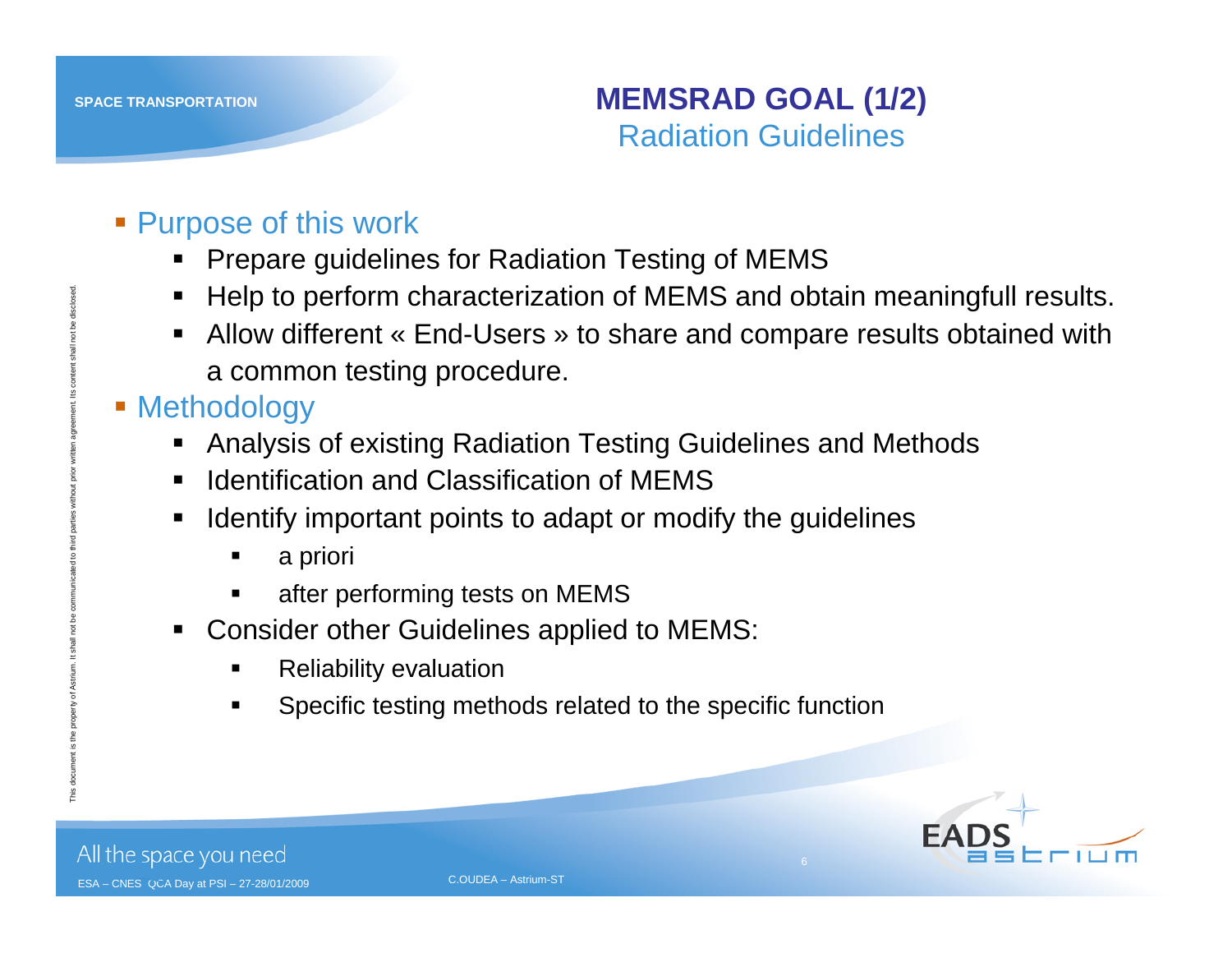# MEMSRAD GOAL (1/2)

## Radiation Guidelines

- Purpose of this work
  - Prepare guidelines for Radiation Testing of MEMS
  - Help to perform characterization of MEMS and obtain meaningfull results.
  - Allow different « End-Users » to share and compare results obtained with a common testing procedure.
- Methodology
  - Analysis of existing Radiation Testing Guidelines and Methods
  - Identification and Classification of MEMS
  - Identify important points to adapt or modify the guidelines
    - a priori
    - after performing tests on MEMS
  - Consider other Guidelines applied to MEMS:
    - Reliability evaluation
    - Specific testing methods related to the specific function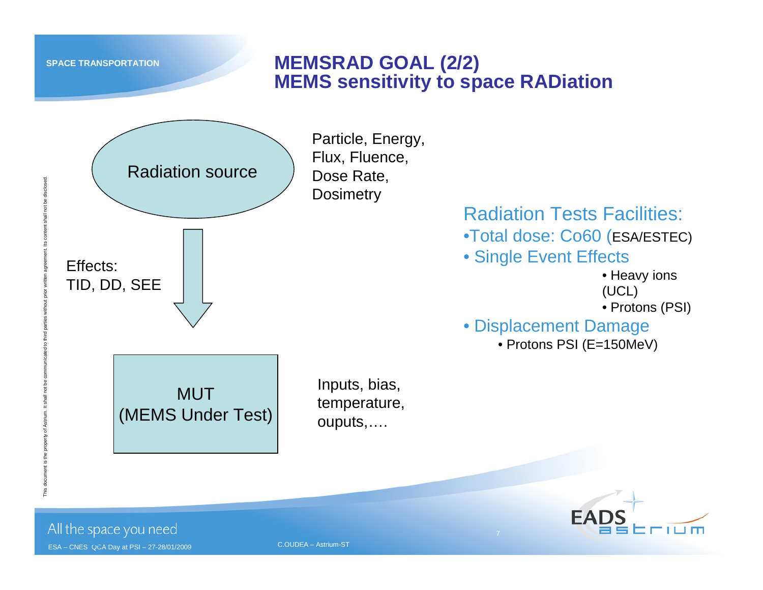# MEMSRAD GOAL (2/2)
## MEMS sensitivity to space RADiation

Radiation source

Particle, Energy, Flux, Fluence, Dose Rate, Dosimetry

Effects: TID, DD, SEE

MUT (MEMS Under Test)

Inputs, bias, temperature, ouputs,….

Radiation Tests Facilities:

- Total dose: Co60 (ESA/ESTEC)
- Single Event Effects
  - Heavy ions (UCL)
  - Protons (PSI)
- Displacement Damage
  - Protons PSI (E=150MeV)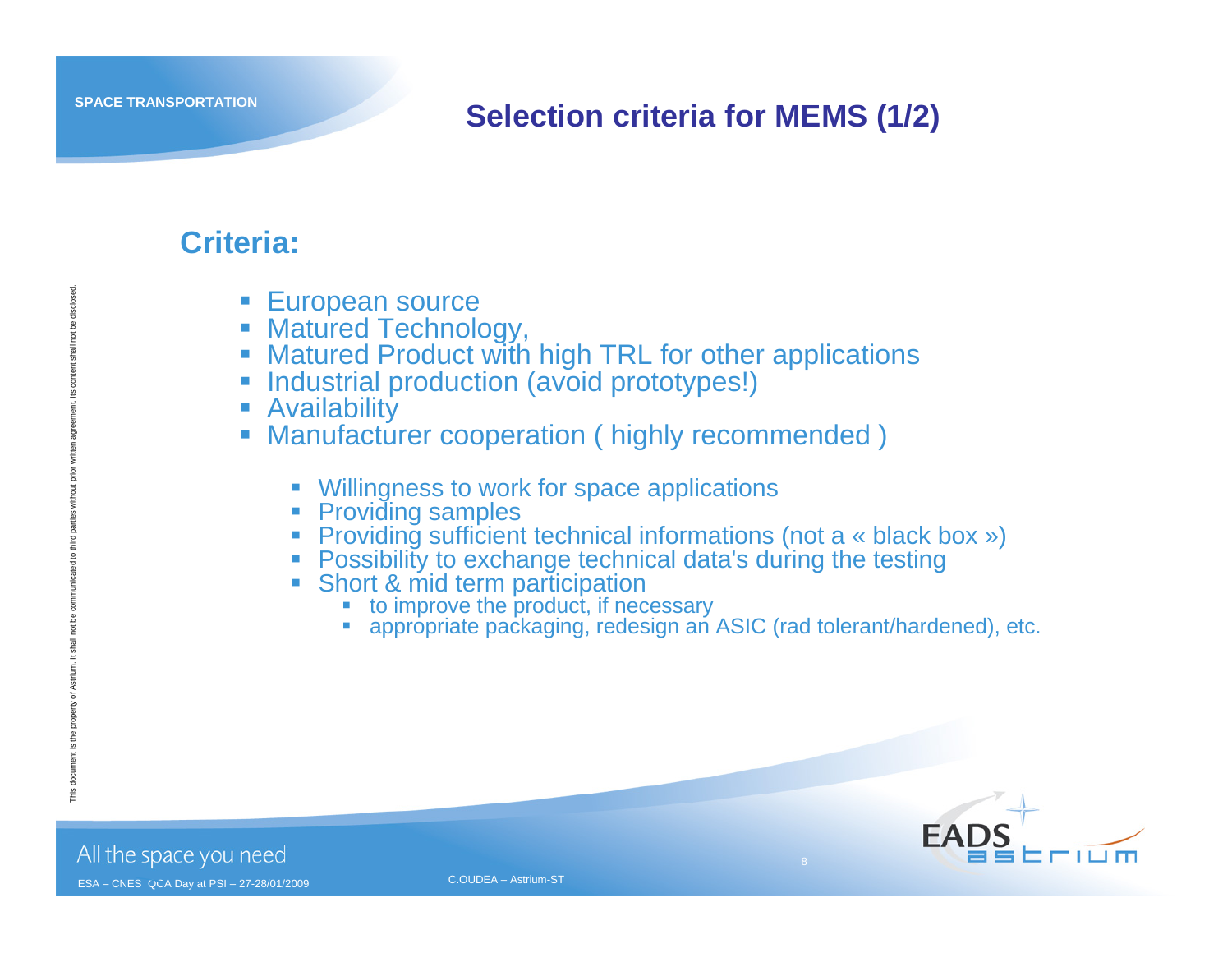# Selection criteria for MEMS (1/2)

## Criteria:

- European source
- Matured Technology,
- Matured Product with high TRL for other applications
- Industrial production (avoid prototypes!)
- Availability
- Manufacturer cooperation ( highly recommended )
  - Willingness to work for space applications
  - Providing samples
  - Providing sufficient technical informations (not a « black box »)
  - Possibility to exchange technical data's during the testing
  - Short & mid term participation
    - to improve the product, if necessary
    - appropriate packaging, redesign an ASIC (rad tolerant/hardened), etc.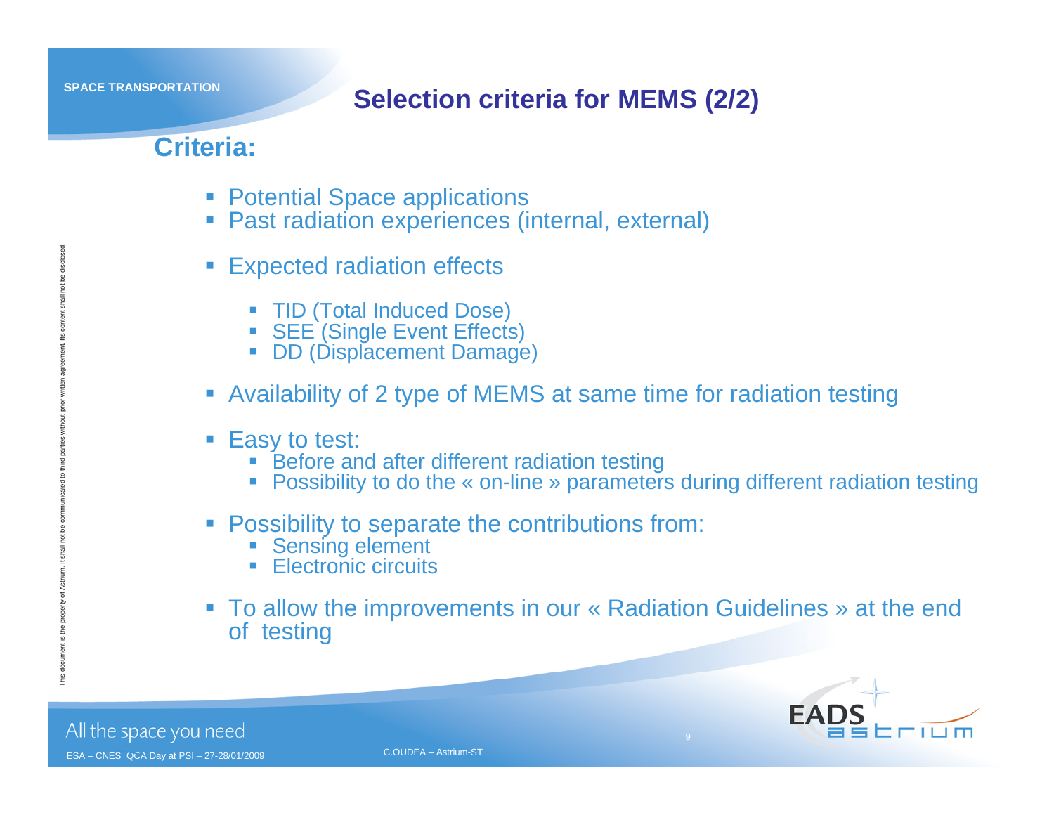# Selection criteria for MEMS (2/2)

## Criteria:

- Potential Space applications
- Past radiation experiences (internal, external)
- Expected radiation effects
  - TID (Total Induced Dose)
  - SEE (Single Event Effects)
  - DD (Displacement Damage)
- Availability of 2 type of MEMS at same time for radiation testing
- Easy to test:
  - Before and after different radiation testing
  - Possibility to do the « on-line » parameters during different radiation testing
- Possibility to separate the contributions from:
  - Sensing element
  - Electronic circuits
- To allow the improvements in our « Radiation Guidelines » at the end of testing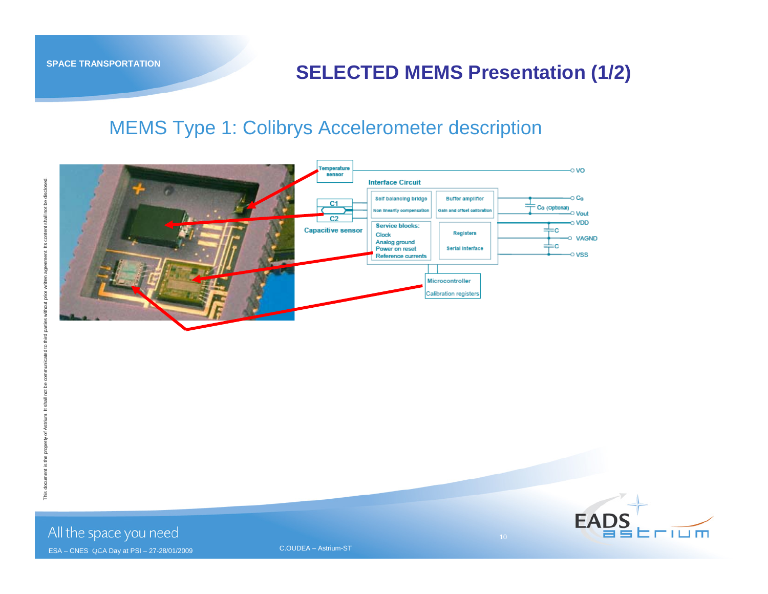# SELECTED MEMS Presentation (1/2)

## MEMS Type 1: Colibrys Accelerometer description

Temperature sensor

Interface Circuit

| Self balancing bridge | Buffer amplifier |
|---|---|
| Non linearity compensation | Gain and offset calibration |

C1

C2

Capacitive sensor

Service blocks:
- Clock
- Analog ground
- Power on reset
- Reference currents

Registers

Serial interface

Microcontroller

Calibration registers

VO

$C_0$

$C_0$ (Optional)

Vout

VDD

C

VAGND

C

VSS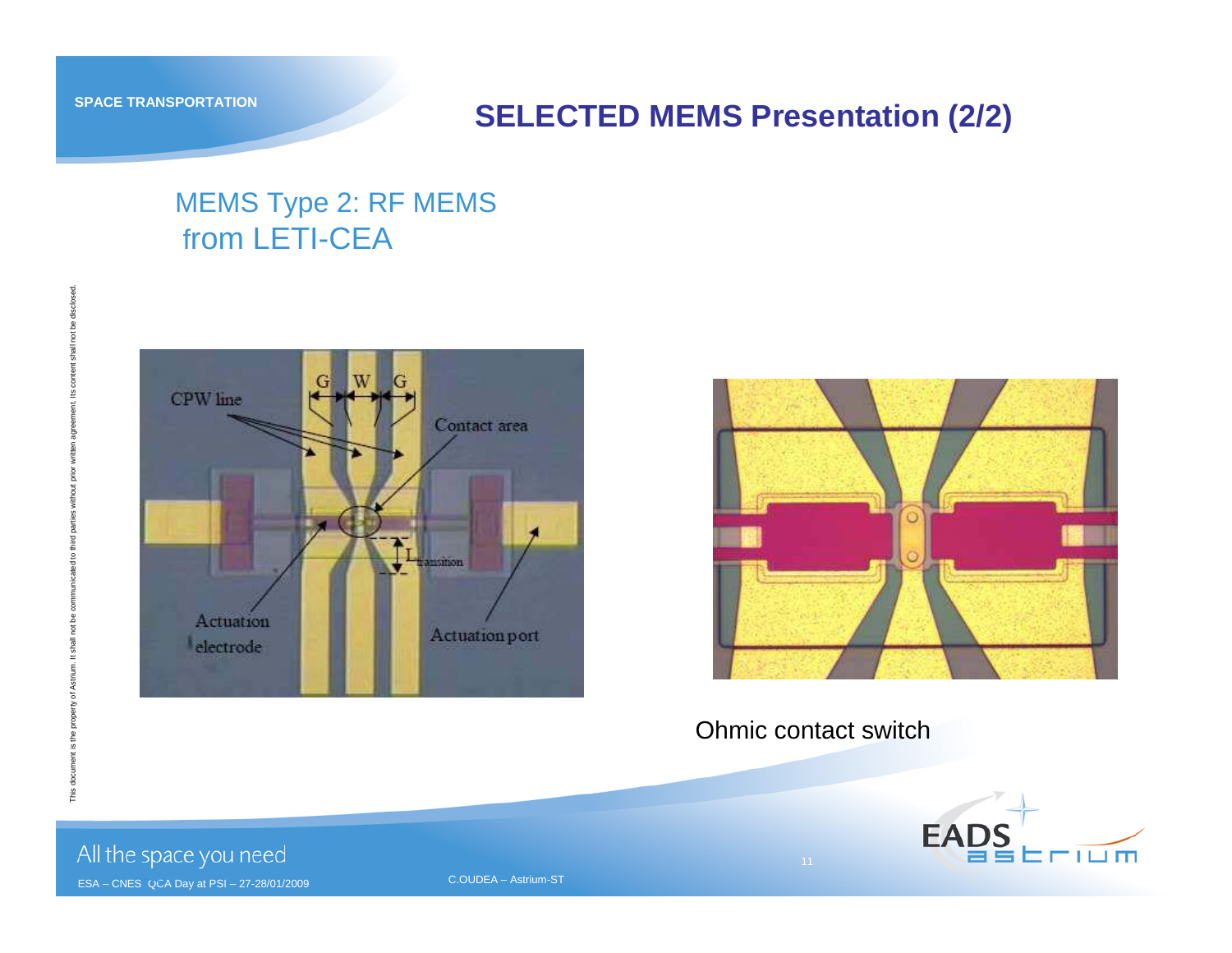# SELECTED MEMS Presentation (2/2)

## MEMS Type 2: RF MEMS from LETI-CEA

CPW line

G W G

Contact area

$L_{transition}$

Actuation electrode

Actuation port

Ohmic contact switch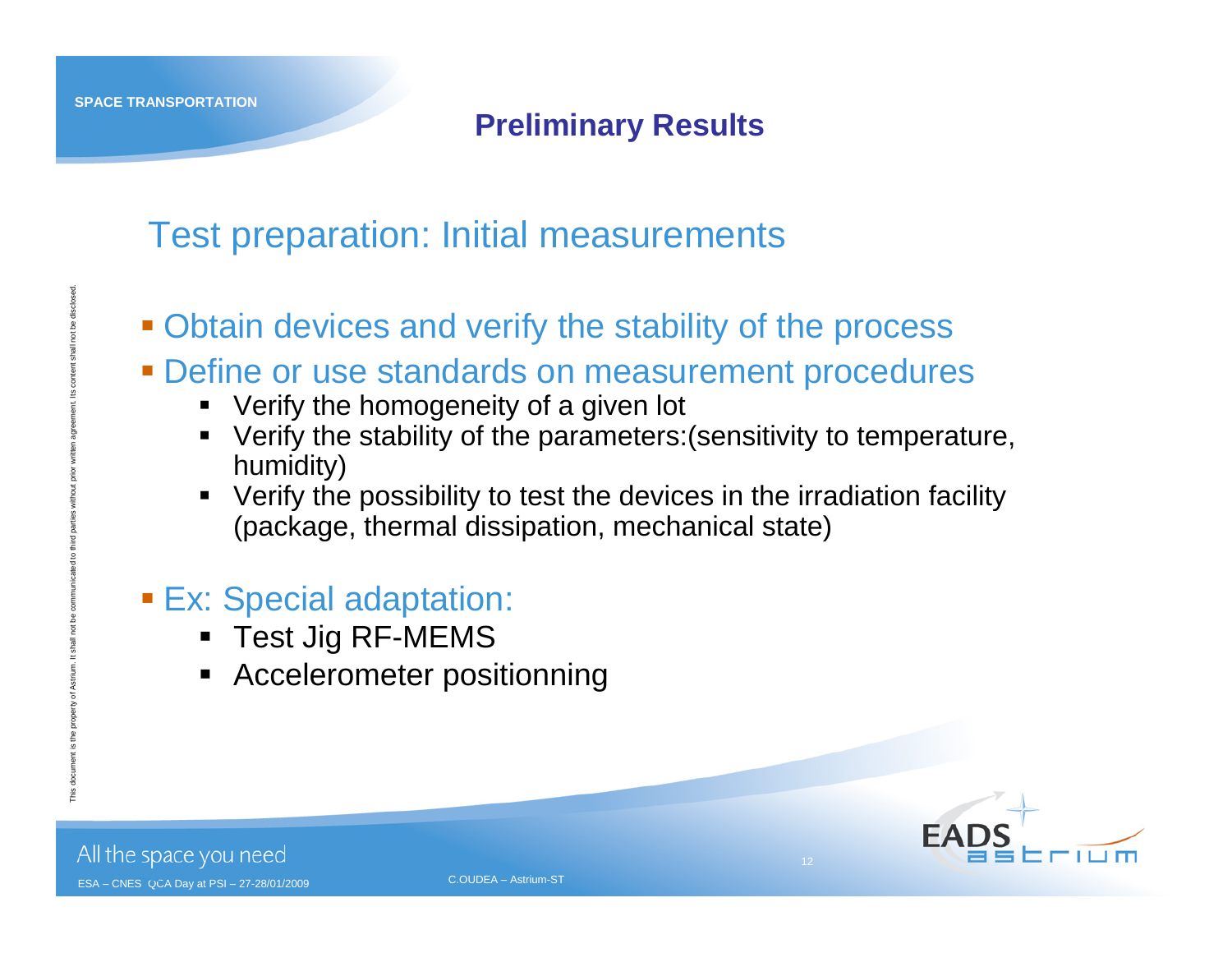## Preliminary Results

### Test preparation: Initial measurements

- Obtain devices and verify the stability of the process
- Define or use standards on measurement procedures
  - Verify the homogeneity of a given lot
  - Verify the stability of the parameters:(sensitivity to temperature, humidity)
  - Verify the possibility to test the devices in the irradiation facility (package, thermal dissipation, mechanical state)

- Ex: Special adaptation:
  - Test Jig RF-MEMS
  - Accelerometer positionning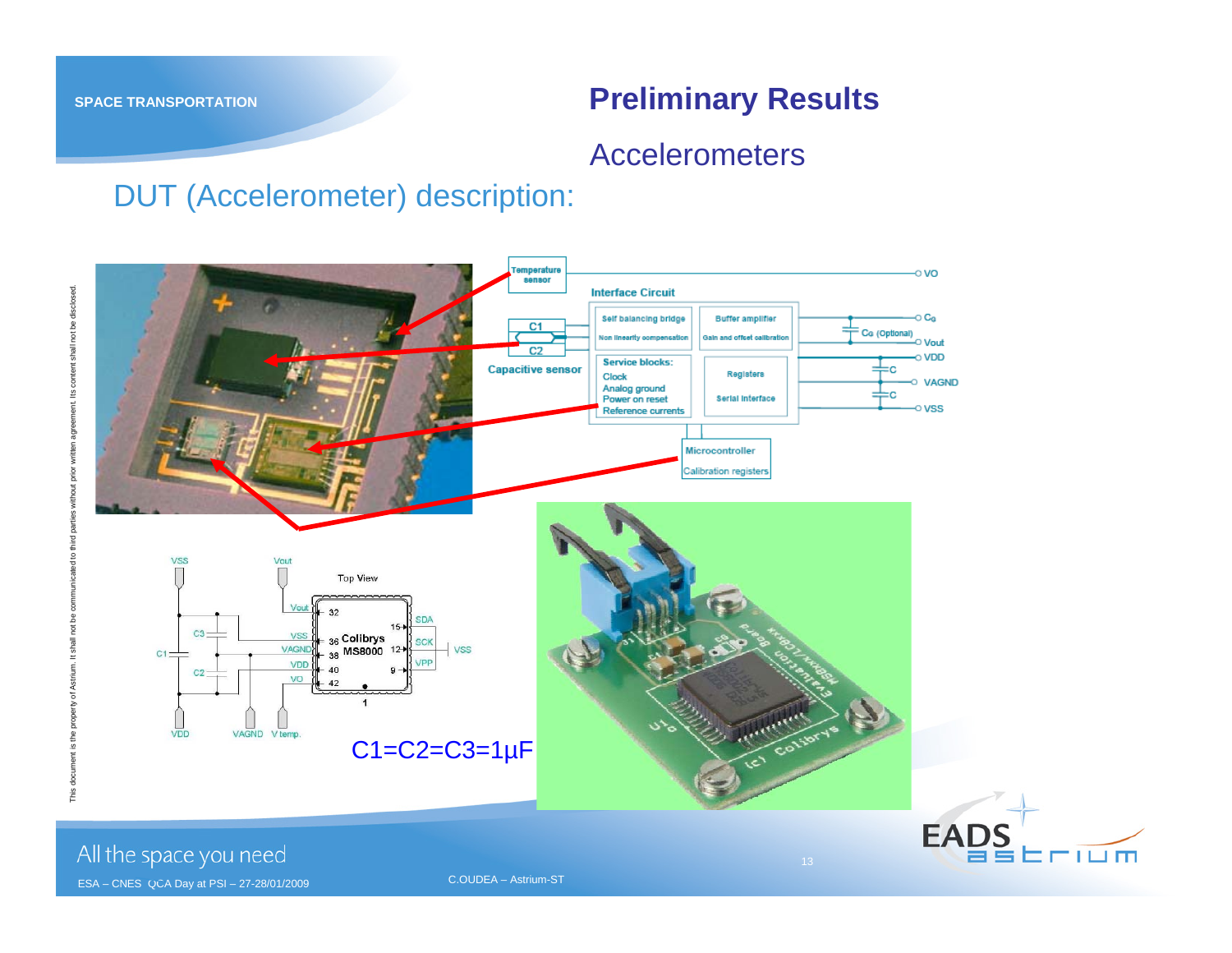# Preliminary Results

## Accelerometers

### DUT (Accelerometer) description:

Temperature sensor

Interface Circuit

| Self balancing bridge | Buffer amplifier |
|---|---|
| Non linearity compensation | Gain and offset calibration |
| Service blocks: Clock, Analog ground, Power on reset, Reference currents | Registers, Serial Interface |

C1, C2 — Capacitive sensor

Microcontroller — Calibration registers

VO, Co, Co (Optional), Vout, VDD, C, VAGND, C, VSS

Top View — Colibrys MS8000

C1=C2=C3=1µF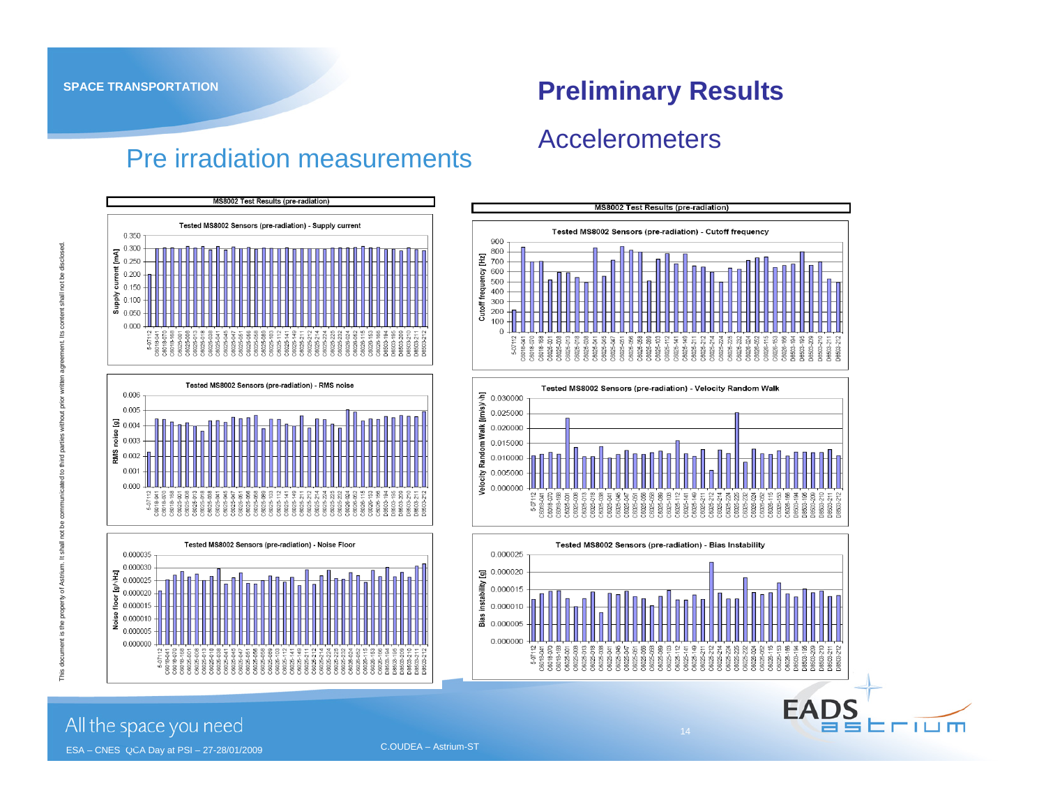SPACE TRANSPORTATION

# Preliminary Results

## Accelerometers

## Pre irradiation measurements

MS8002 Test Results (pre-radiation)

Tested MS8002 Sensors (pre-radiation) - Supply current

Tested MS8002 Sensors (pre-radiation) - RMS noise

Tested MS8002 Sensors (pre-radiation) - Noise Floor

MS8002 Test Results (pre-radiation)

Tested MS8002 Sensors (pre-radiation) - Cutoff frequency

Tested MS8002 Sensors (pre-radiation) - Velocity Random Walk

Tested MS8002 Sensors (pre-radiation) - Bias Instability

This document is the property of Astrium. It shall not be communicated to third parties without prior written agreement. Its content shall not be disclosed.

All the space you need

ESA – CNES QCA Day at PSI – 27-28/01/2009

C.OUDEA – Astrium-ST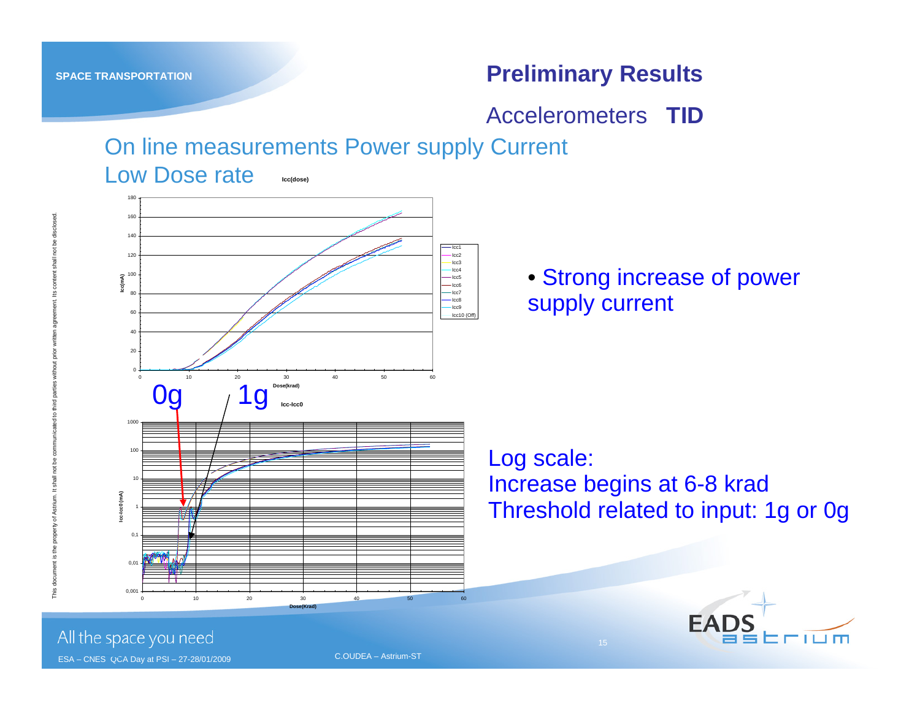## Preliminary Results

### Accelerometers **TID**

## On line measurements Power supply Current

### Low Dose rate

Icc(dose)

0g 1g

Icc-Icc0

- Strong increase of power supply current

Log scale:
Increase begins at 6-8 krad
Threshold related to input: 1g or 0g

All the space you need

ESA – CNES QCA Day at PSI – 27-28/01/2009

C.OUDEA – Astrium-ST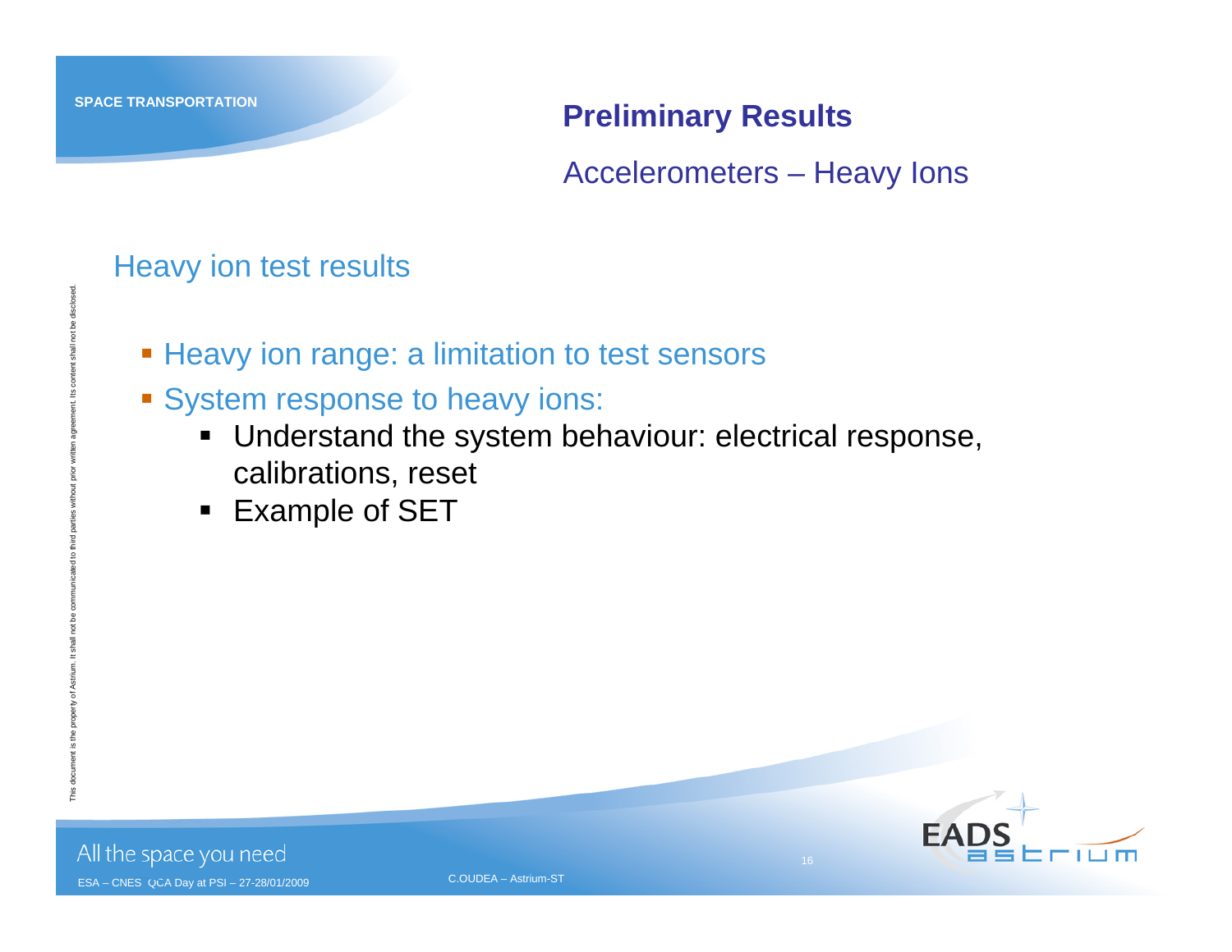# Preliminary Results

## Accelerometers – Heavy Ions

### Heavy ion test results

- Heavy ion range: a limitation to test sensors
- System response to heavy ions:
  - Understand the system behaviour: electrical response, calibrations, reset
  - Example of SET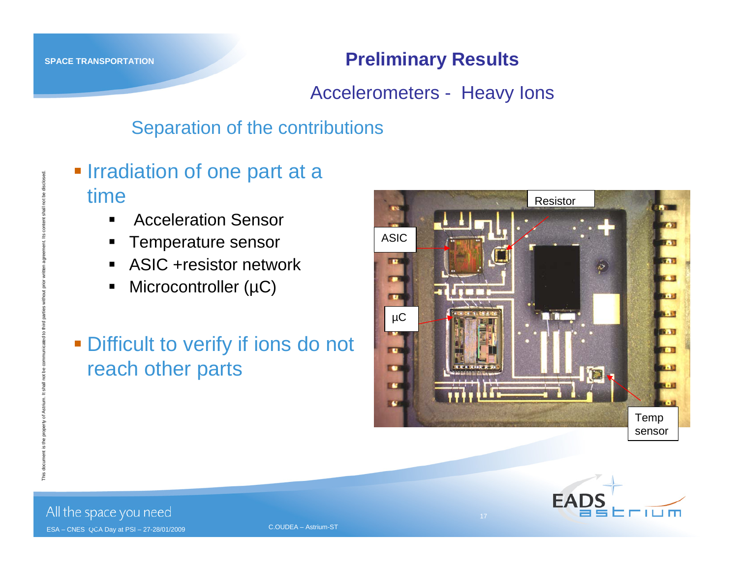# Preliminary Results

## Accelerometers - Heavy Ions

### Separation of the contributions

- Irradiation of one part at a time
  - Acceleration Sensor
  - Temperature sensor
  - ASIC +resistor network
  - Microcontroller (µC)
- Difficult to verify if ions do not reach other parts

Resistor

ASIC

µC

Temp sensor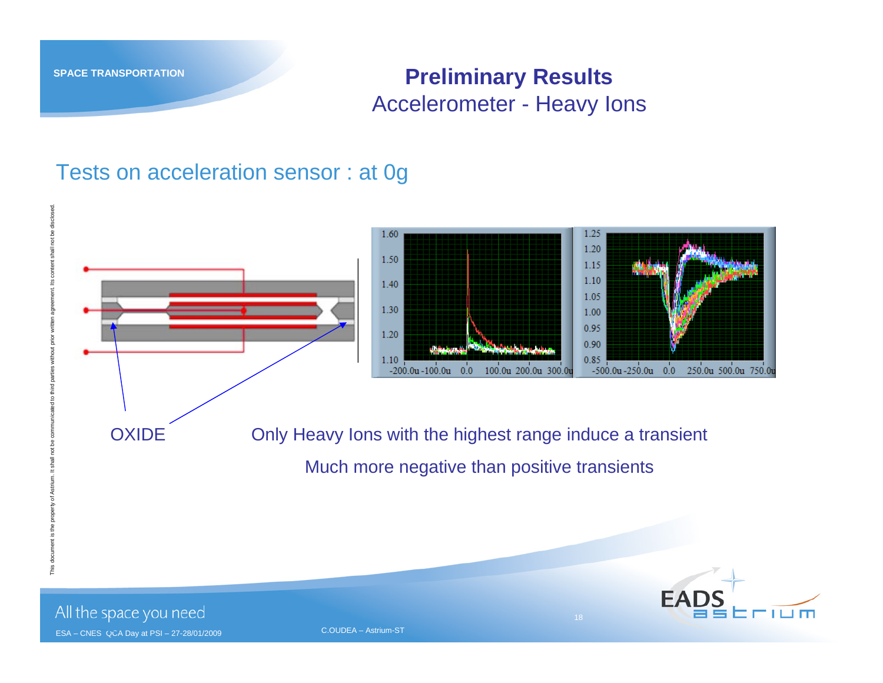# Preliminary Results

## Accelerometer - Heavy Ions

### Tests on acceleration sensor : at 0g

OXIDE

Only Heavy Ions with the highest range induce a transient

Much more negative than positive transients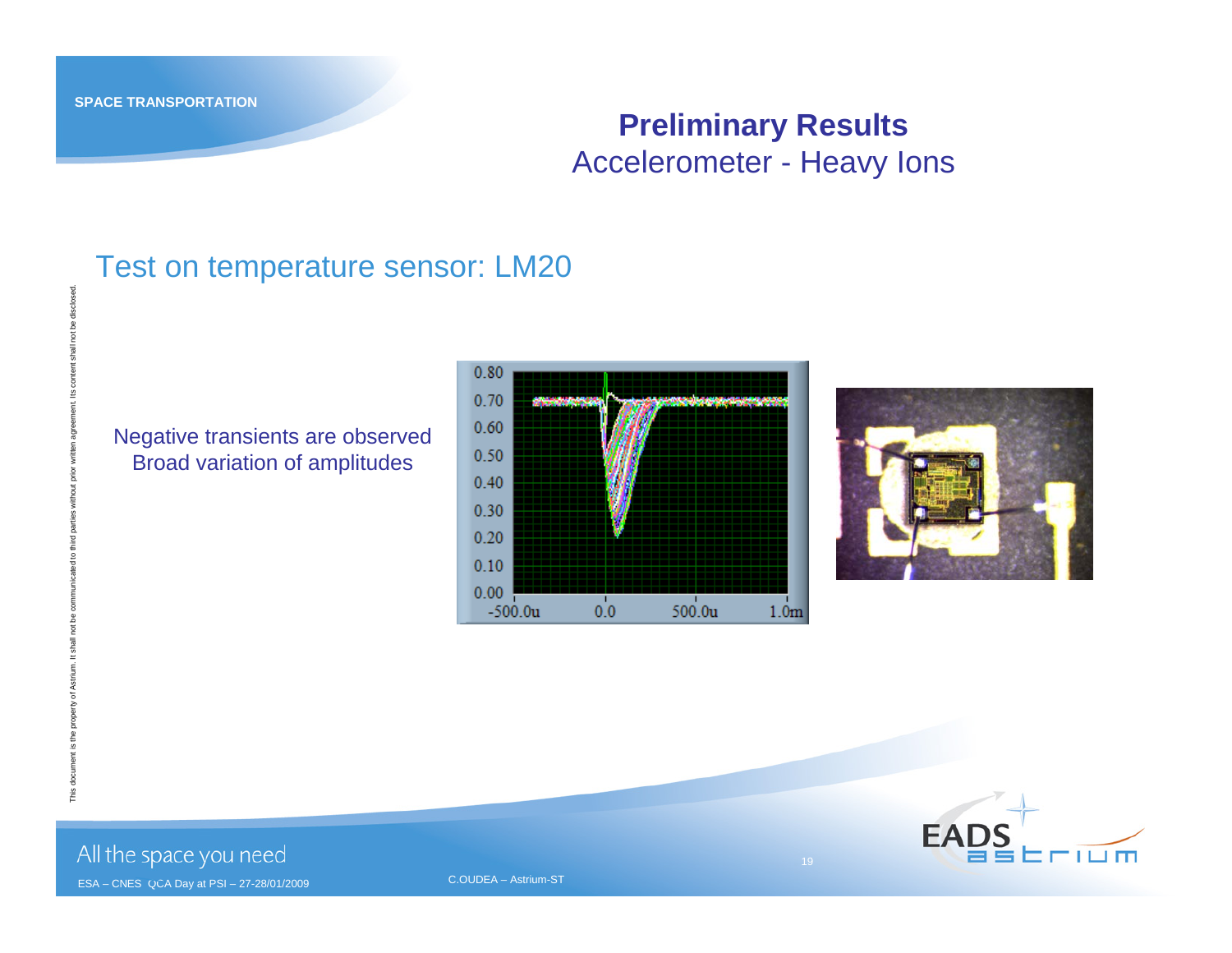## Preliminary Results
Accelerometer - Heavy Ions

### Test on temperature sensor: LM20

Negative transients are observed
Broad variation of amplitudes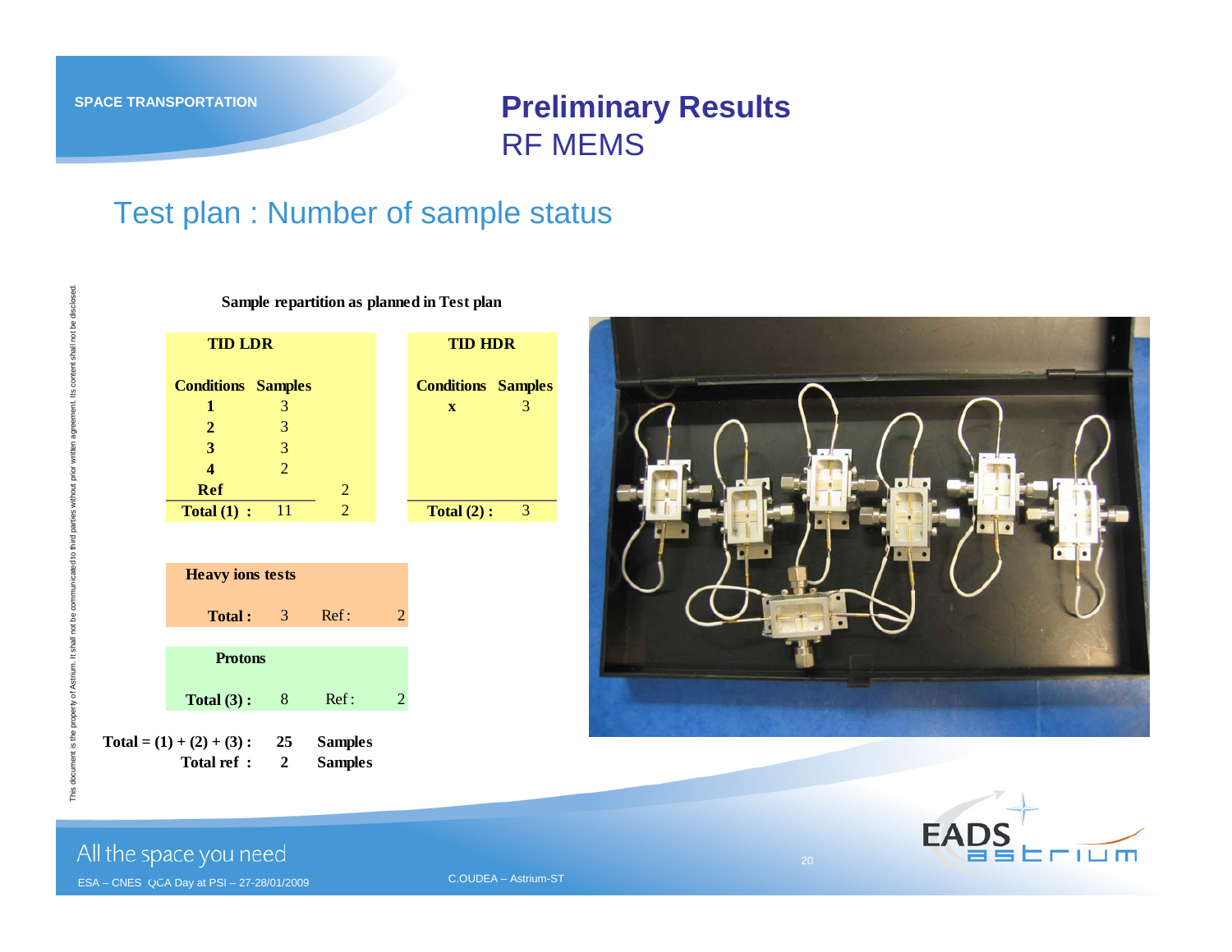# Preliminary Results
## RF MEMS

### Test plan : Number of sample status

**Sample repartition as planned in Test plan**

**TID LDR**

| Conditions | Samples | |
|---|---|---|
| **1** | 3 | |
| **2** | 3 | |
| **3** | 3 | |
| **4** | 2 | |
| **Ref** | | 2 |
| **Total (1) :** | 11 | 2 |

**TID HDR**

| Conditions | Samples |
|---|---|
| **x** | 3 |
| **Total (2) :** | 3 |

**Heavy ions tests**

| | | | |
|---|---|---|---|
| **Total :** | 3 | Ref : | 2 |

**Protons**

| | | | |
|---|---|---|---|
| **Total (3) :** | 8 | Ref : | 2 |

**Total = (1) + (2) + (3) :** **25** **Samples**

**Total ref :** **2** **Samples**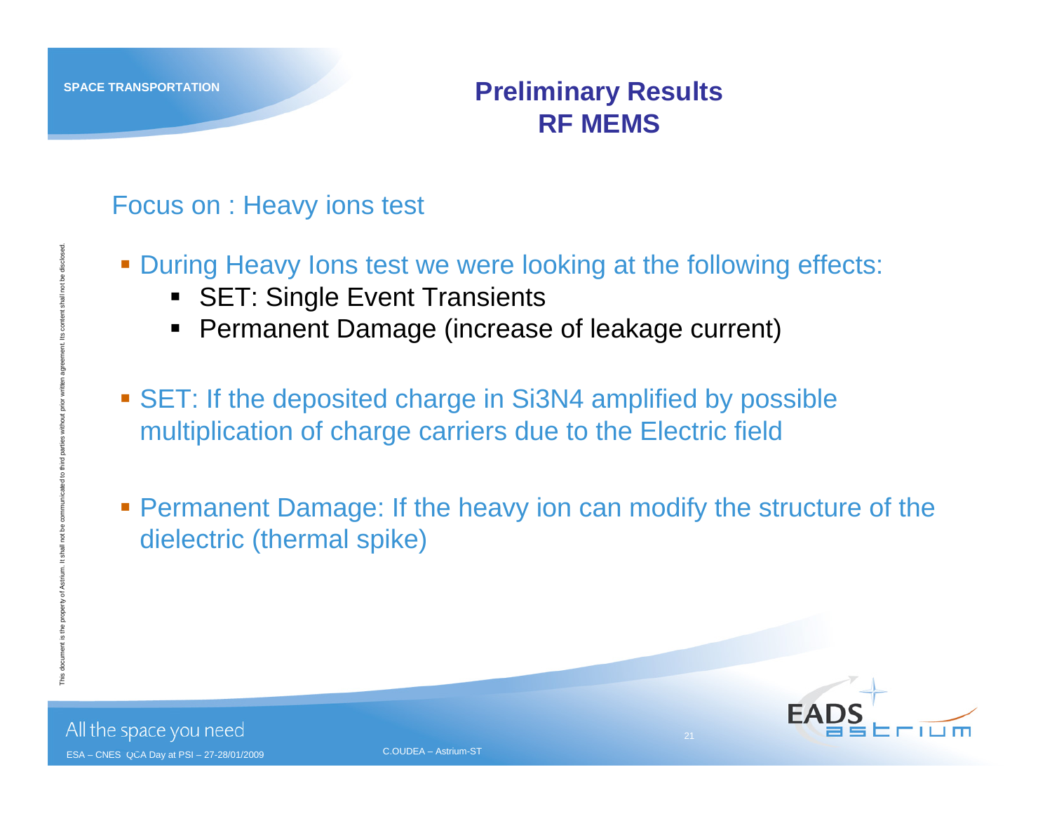# Preliminary Results RF MEMS

## Focus on : Heavy ions test

- During Heavy Ions test we were looking at the following effects:
  - SET: Single Event Transients
  - Permanent Damage (increase of leakage current)

- SET: If the deposited charge in $Si_3N_4$ amplified by possible multiplication of charge carriers due to the Electric field

- Permanent Damage: If the heavy ion can modify the structure of the dielectric (thermal spike)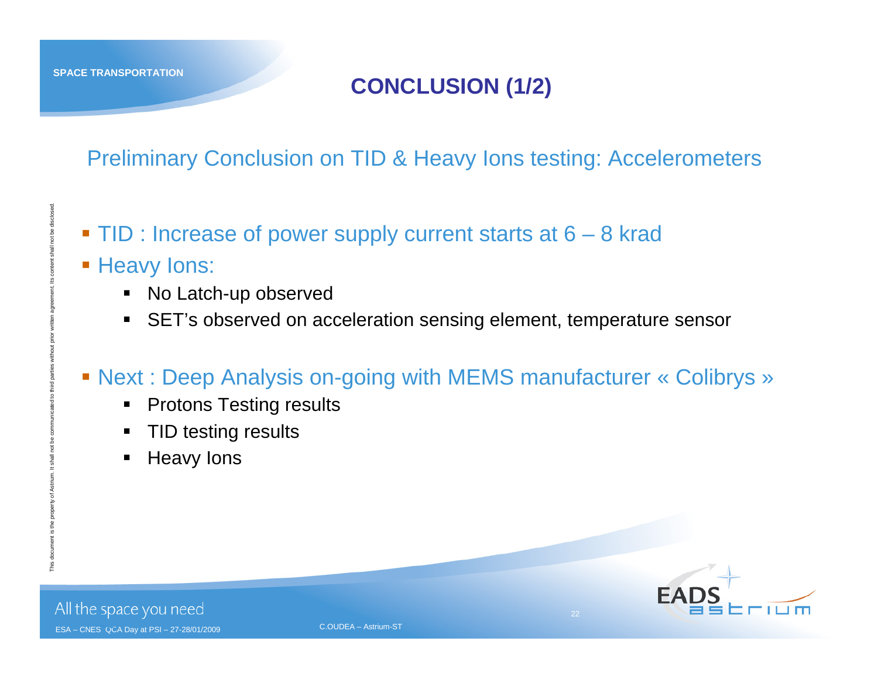# CONCLUSION (1/2)

## Preliminary Conclusion on TID & Heavy Ions testing: Accelerometers

- TID : Increase of power supply current starts at 6 – 8 krad
- Heavy Ions:
  - No Latch-up observed
  - SET's observed on acceleration sensing element, temperature sensor

- Next : Deep Analysis on-going with MEMS manufacturer « Colibrys »
  - Protons Testing results
  - TID testing results
  - Heavy Ions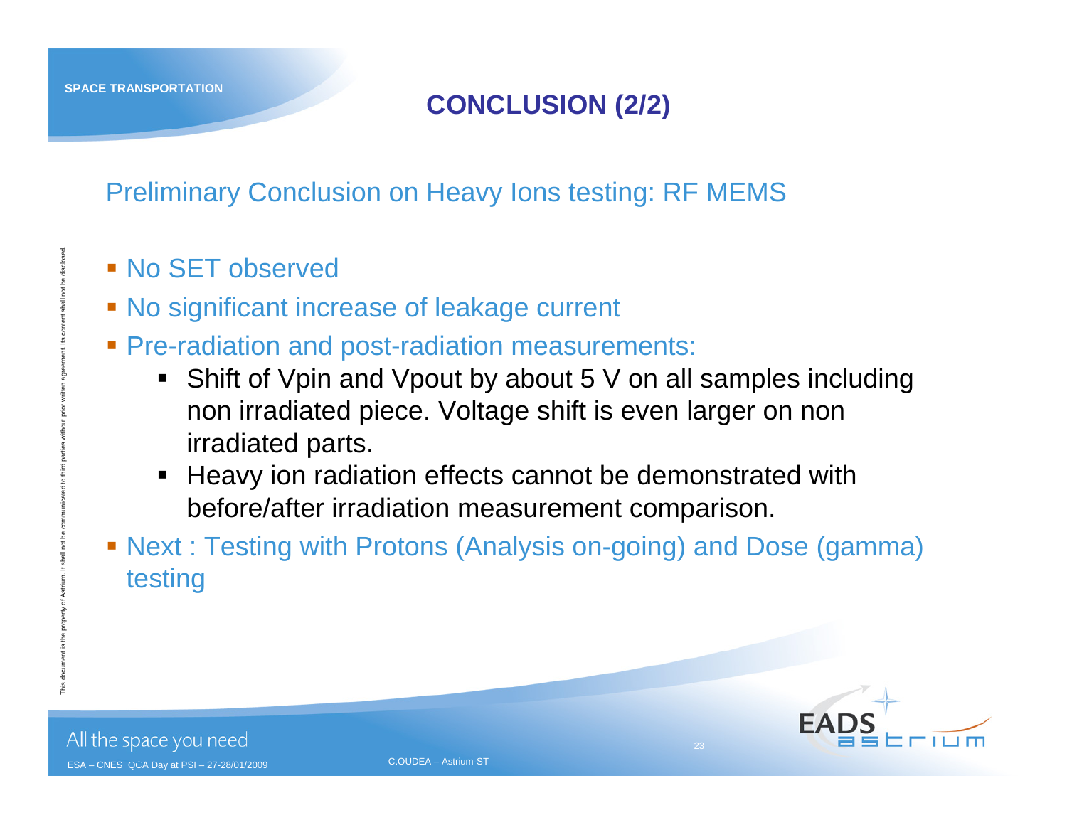# CONCLUSION (2/2)

## Preliminary Conclusion on Heavy Ions testing: RF MEMS

- No SET observed
- No significant increase of leakage current
- Pre-radiation and post-radiation measurements:
  - Shift of Vpin and Vpout by about 5 V on all samples including non irradiated piece. Voltage shift is even larger on non irradiated parts.
  - Heavy ion radiation effects cannot be demonstrated with before/after irradiation measurement comparison.
- Next : Testing with Protons (Analysis on-going) and Dose (gamma) testing